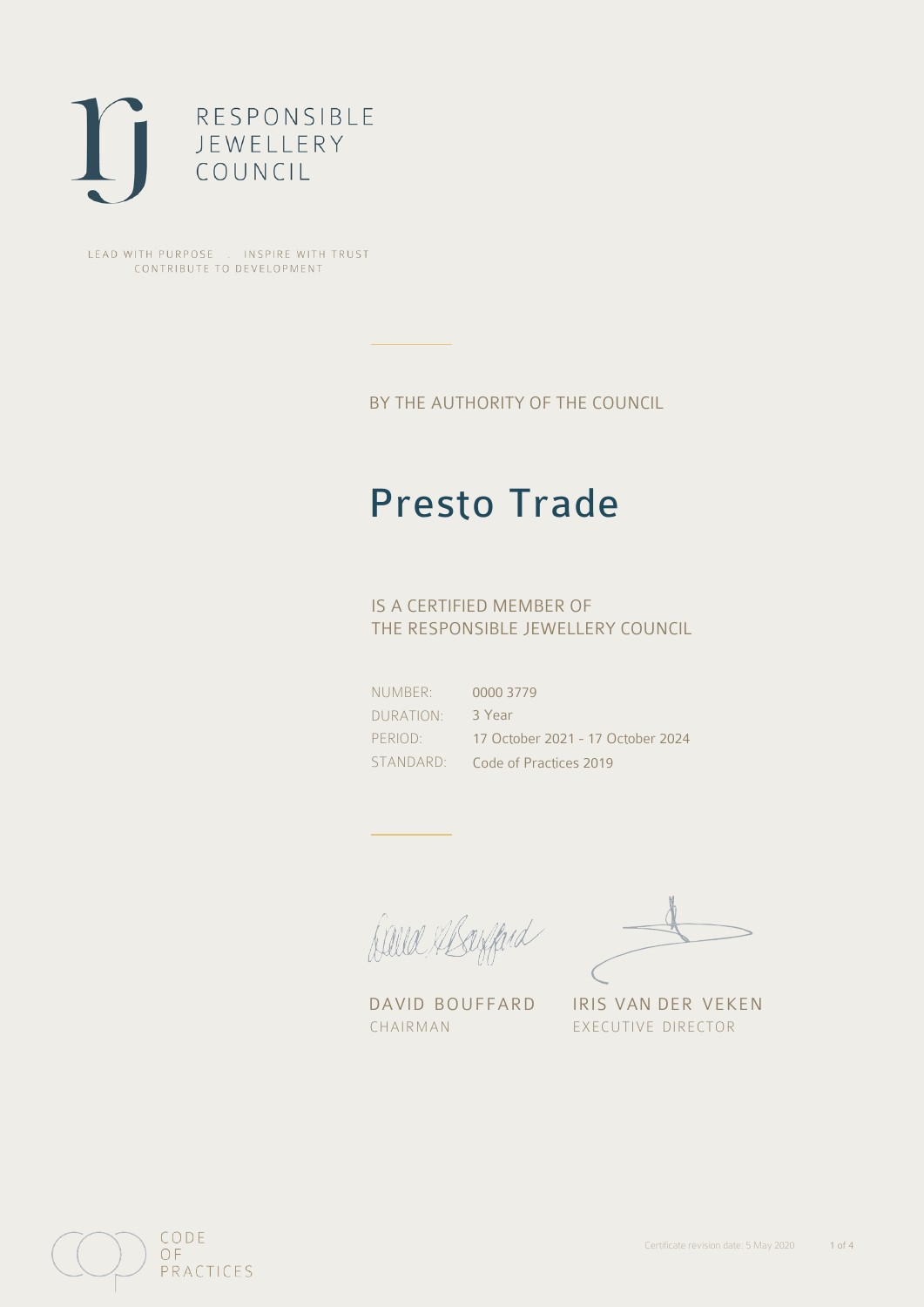RESPONSIBLE
JEWELLERY
COUNCIL

LEAD WITH PURPOSE . INSPIRE WITH TRUST
CONTRIBUTE TO DEVELOPMENT

BY THE AUTHORITY OF THE COUNCIL

# Presto Trade

IS A CERTIFIED MEMBER OF
THE RESPONSIBLE JEWELLERY COUNCIL

| | |
|---|---|
| NUMBER: | 0000 3779 |
| DURATION: | 3 Year |
| PERIOD: | 17 October 2021 - 17 October 2024 |
| STANDARD: | Code of Practices 2019 |

DAVID BOUFFARD
CHAIRMAN

IRIS VAN DER VEKEN
EXECUTIVE DIRECTOR

CODE
OF
PRACTICES

Certificate revision date: 5 May 2020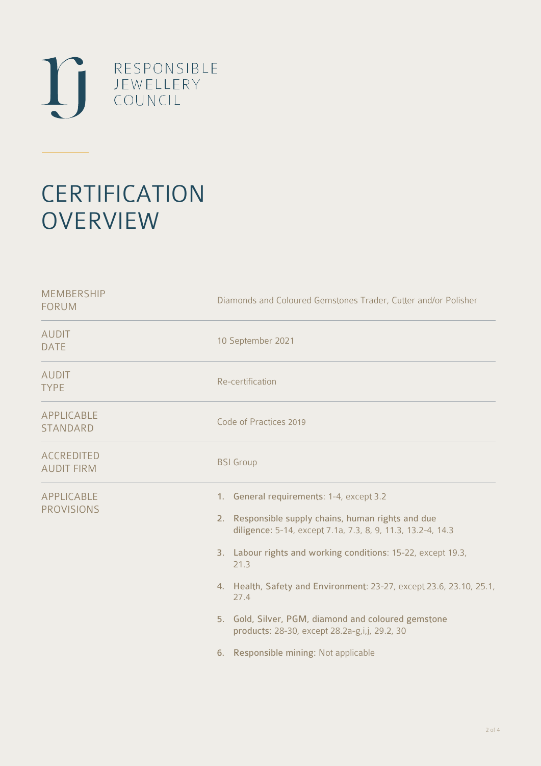RESPONSIBLE JEWELLERY COUNCIL

# CERTIFICATION OVERVIEW

| | |
|---|---|
| MEMBERSHIP FORUM | Diamonds and Coloured Gemstones Trader, Cutter and/or Polisher |
| AUDIT DATE | 10 September 2021 |
| AUDIT TYPE | Re-certification |
| APPLICABLE STANDARD | Code of Practices 2019 |
| ACCREDITED AUDIT FIRM | BSI Group |
| APPLICABLE PROVISIONS | 1. **General requirements**: 1-4, except 3.2<br>2. **Responsible supply chains, human rights and due diligence**: 5-14, except 7.1a, 7.3, 8, 9, 11.3, 13.2-4, 14.3<br>3. **Labour rights and working conditions**: 15-22, except 19.3, 21.3<br>4. **Health, Safety and Environment**: 23-27, except 23.6, 23.10, 25.1, 27.4<br>5. **Gold, Silver, PGM, diamond and coloured gemstone products**: 28-30, except 28.2a-g,i,j, 29.2, 30<br>6. **Responsible mining**: Not applicable |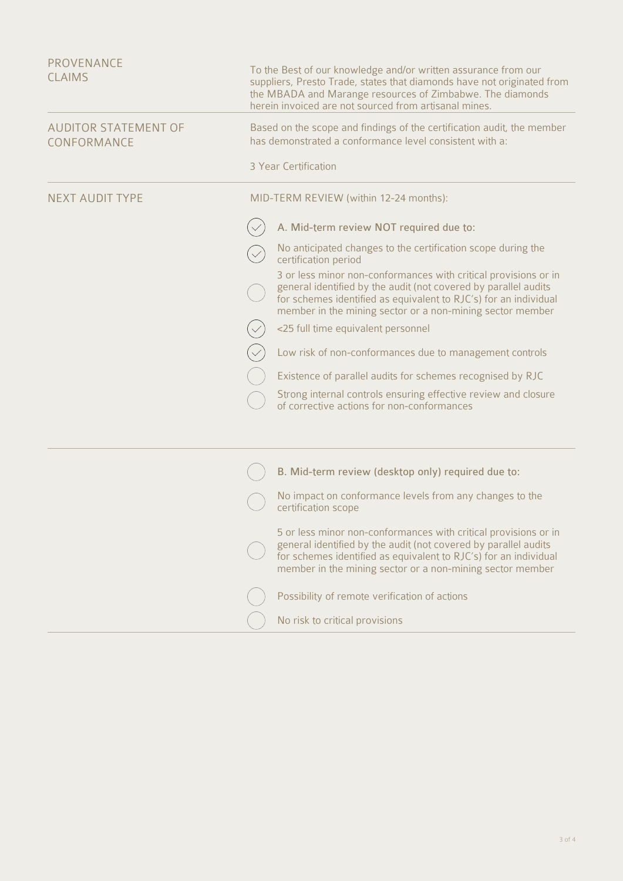**PROVENANCE CLAIMS**

To the Best of our knowledge and/or written assurance from our suppliers, Presto Trade, states that diamonds have not originated from the MBADA and Marange resources of Zimbabwe. The diamonds herein invoiced are not sourced from artisanal mines.

---

**AUDITOR STATEMENT OF CONFORMANCE**

Based on the scope and findings of the certification audit, the member has demonstrated a conformance level consistent with a:

3 Year Certification

---

**NEXT AUDIT TYPE**

MID-TERM REVIEW (within 12-24 months):

- [x] A. Mid-term review NOT required due to:
- [x] No anticipated changes to the certification scope during the certification period
- [ ] 3 or less minor non-conformances with critical provisions or in general identified by the audit (not covered by parallel audits for schemes identified as equivalent to RJC's) for an individual member in the mining sector or a non-mining sector member
- [x] <25 full time equivalent personnel
- [x] Low risk of non-conformances due to management controls
- [ ] Existence of parallel audits for schemes recognised by RJC
- [ ] Strong internal controls ensuring effective review and closure of corrective actions for non-conformances

---

- [ ] B. Mid-term review (desktop only) required due to:
- [ ] No impact on conformance levels from any changes to the certification scope
- [ ] 5 or less minor non-conformances with critical provisions or in general identified by the audit (not covered by parallel audits for schemes identified as equivalent to RJC's) for an individual member in the mining sector or a non-mining sector member
- [ ] Possibility of remote verification of actions
- [ ] No risk to critical provisions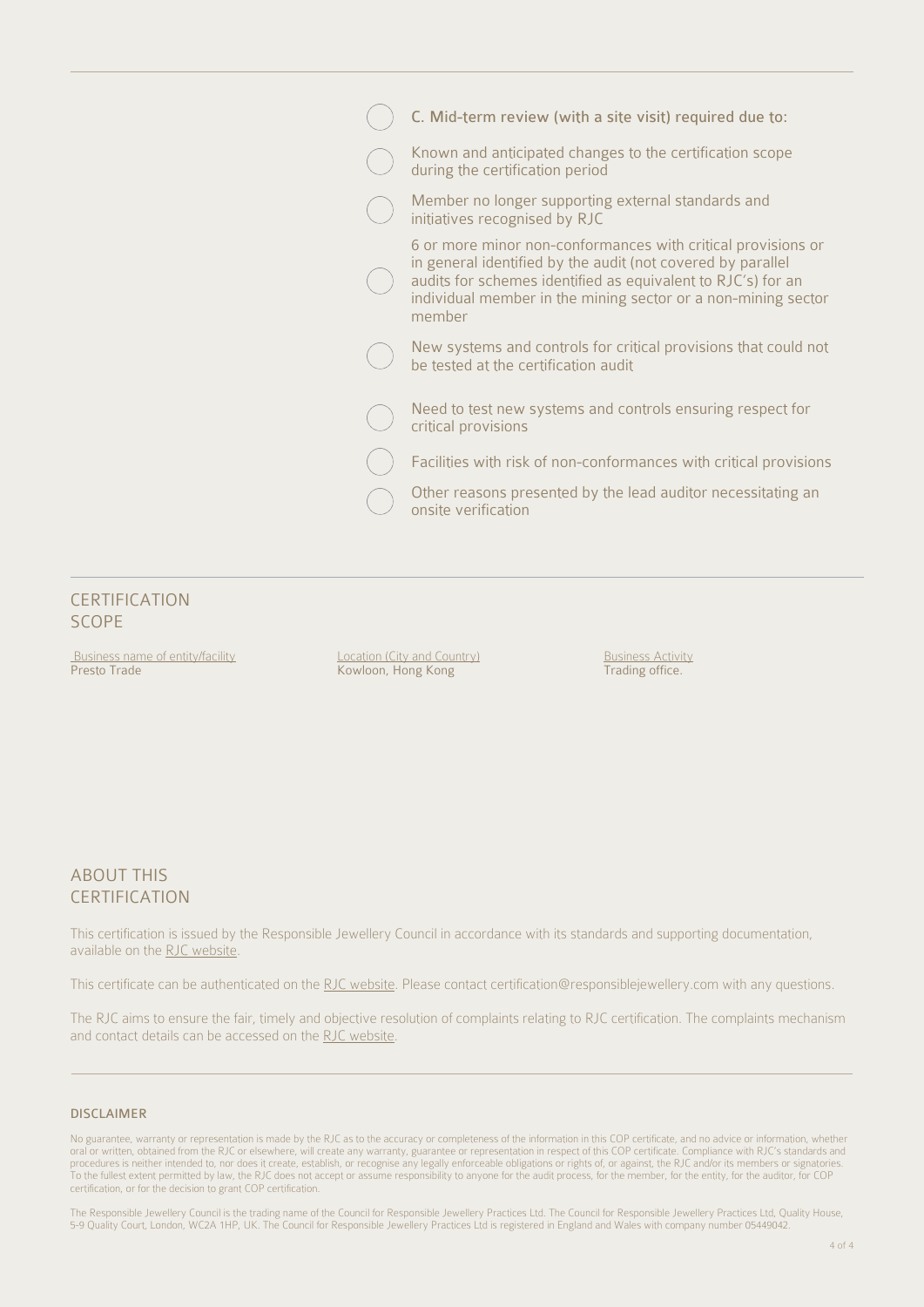- C. Mid-term review (with a site visit) required due to:
- Known and anticipated changes to the certification scope during the certification period
- Member no longer supporting external standards and initiatives recognised by RJC
- 6 or more minor non-conformances with critical provisions or in general identified by the audit (not covered by parallel audits for schemes identified as equivalent to RJC's) for an individual member in the mining sector or a non-mining sector member
- New systems and controls for critical provisions that could not be tested at the certification audit
- Need to test new systems and controls ensuring respect for critical provisions
- Facilities with risk of non-conformances with critical provisions
- Other reasons presented by the lead auditor necessitating an onsite verification

## CERTIFICATION SCOPE

| Business name of entity/facility | Location (City and Country) | Business Activity |
| --- | --- | --- |
| Presto Trade | Kowloon, Hong Kong | Trading office. |

## ABOUT THIS CERTIFICATION

This certification is issued by the Responsible Jewellery Council in accordance with its standards and supporting documentation, available on the RJC website.

This certificate can be authenticated on the RJC website. Please contact certification@responsiblejewellery.com with any questions.

The RJC aims to ensure the fair, timely and objective resolution of complaints relating to RJC certification. The complaints mechanism and contact details can be accessed on the RJC website.

### DISCLAIMER

No guarantee, warranty or representation is made by the RJC as to the accuracy or completeness of the information in this COP certificate, and no advice or information, whether oral or written, obtained from the RJC or elsewhere, will create any warranty, guarantee or representation in respect of this COP certificate. Compliance with RJC's standards and procedures is neither intended to, nor does it create, establish, or recognise any legally enforceable obligations or rights of, or against, the RJC and/or its members or signatories. To the fullest extent permitted by law, the RJC does not accept or assume responsibility to anyone for the audit process, for the member, for the entity, for the auditor, for COP certification, or for the decision to grant COP certification.

The Responsible Jewellery Council is the trading name of the Council for Responsible Jewellery Practices Ltd. The Council for Responsible Jewellery Practices Ltd, Quality House, 5-9 Quality Court, London, WC2A 1HP, UK. The Council for Responsible Jewellery Practices Ltd is registered in England and Wales with company number 05449042.